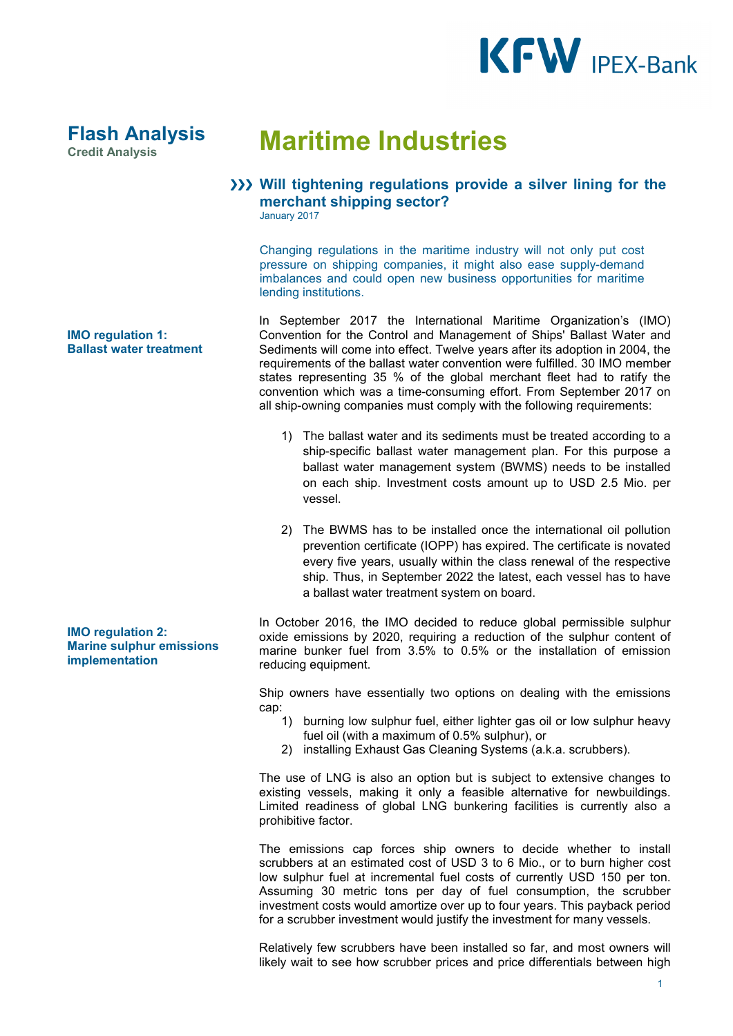# Flash Analysis

**Credit Analysis**

# Maritime Industries

## ››› Will tightening regulations provide a silver lining for the merchant shipping sector?

January 2017

Changing regulations in the maritime industry will not only put cost pressure on shipping companies, it might also ease supply-demand imbalances and could open new business opportunities for maritime lending institutions.

### IMO regulation 1: Ballast water treatment

In September 2017 the International Maritime Organization's (IMO) Convention for the Control and Management of Ships' Ballast Water and Sediments will come into effect. Twelve years after its adoption in 2004, the requirements of the ballast water convention were fulfilled. 30 IMO member states representing 35 % of the global merchant fleet had to ratify the convention which was a time-consuming effort. From September 2017 on all ship-owning companies must comply with the following requirements:

1) The ballast water and its sediments must be treated according to a ship-specific ballast water management plan. For this purpose a ballast water management system (BWMS) needs to be installed on each ship. Investment costs amount up to USD 2.5 Mio. per vessel.

2) The BWMS has to be installed once the international oil pollution prevention certificate (IOPP) has expired. The certificate is novated every five years, usually within the class renewal of the respective ship. Thus, in September 2022 the latest, each vessel has to have a ballast water treatment system on board.

### IMO regulation 2: Marine sulphur emissions implementation

In October 2016, the IMO decided to reduce global permissible sulphur oxide emissions by 2020, requiring a reduction of the sulphur content of marine bunker fuel from 3.5% to 0.5% or the installation of emission reducing equipment.

Ship owners have essentially two options on dealing with the emissions cap:

1) burning low sulphur fuel, either lighter gas oil or low sulphur heavy fuel oil (with a maximum of 0.5% sulphur), or
2) installing Exhaust Gas Cleaning Systems (a.k.a. scrubbers).

The use of LNG is also an option but is subject to extensive changes to existing vessels, making it only a feasible alternative for newbuildings. Limited readiness of global LNG bunkering facilities is currently also a prohibitive factor.

The emissions cap forces ship owners to decide whether to install scrubbers at an estimated cost of USD 3 to 6 Mio., or to burn higher cost low sulphur fuel at incremental fuel costs of currently USD 150 per ton. Assuming 30 metric tons per day of fuel consumption, the scrubber investment costs would amortize over up to four years. This payback period for a scrubber investment would justify the investment for many vessels.

Relatively few scrubbers have been installed so far, and most owners will likely wait to see how scrubber prices and price differentials between high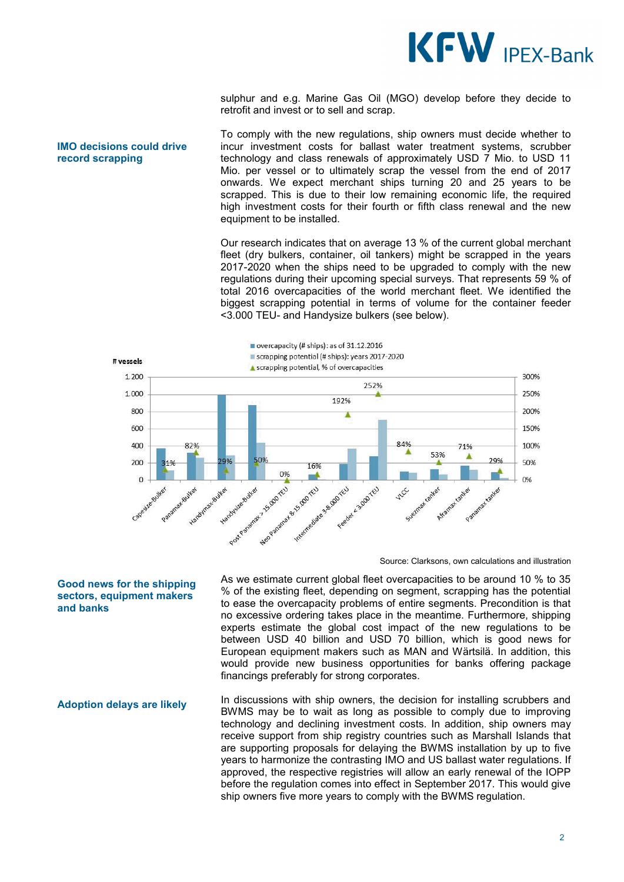sulphur and e.g. Marine Gas Oil (MGO) develop before they decide to retrofit and invest or to sell and scrap.

**IMO decisions could drive record scrapping**

To comply with the new regulations, ship owners must decide whether to incur investment costs for ballast water treatment systems, scrubber technology and class renewals of approximately USD 7 Mio. to USD 11 Mio. per vessel or to ultimately scrap the vessel from the end of 2017 onwards. We expect merchant ships turning 20 and 25 years to be scrapped. This is due to their low remaining economic life, the required high investment costs for their fourth or fifth class renewal and the new equipment to be installed.

Our research indicates that on average 13 % of the current global merchant fleet (dry bulkers, container, oil tankers) might be scrapped in the years 2017-2020 when the ships need to be upgraded to comply with the new regulations during their upcoming special surveys. That represents 59 % of total 2016 overcapacities of the world merchant fleet. We identified the biggest scrapping potential in terms of volume for the container feeder <3.000 TEU- and Handysize bulkers (see below).

overcapacity (# ships): as of 31.12.2016
scrapping potential (# ships): years 2017-2020
scrapping potential, % of overcapacities

# vessels

1.200
1.000
800
600
400
200
0

300%
250%
200%
150%
100%
50%
0%

31%
82%
29%
50%
0%
16%
192%
252%
84%
53%
71%
29%

Capesize-Bulker
Panamax-Bulker
Handymax-Bulker
Handysize-Bulker
Post Panamax > 15.000 TEU
Neo Panamax 8-15.000 TEU
Intermediate 3-8.000 TEU
Feeder < 3.000 TEU
VLCC
Suezmax tanker
Aframax tanker
Panamax tanker

Source: Clarksons, own calculations and illustration

**Good news for the shipping sectors, equipment makers and banks**

As we estimate current global fleet overcapacities to be around 10 % to 35 % of the existing fleet, depending on segment, scrapping has the potential to ease the overcapacity problems of entire segments. Precondition is that no excessive ordering takes place in the meantime. Furthermore, shipping experts estimate the global cost impact of the new regulations to be between USD 40 billion and USD 70 billion, which is good news for European equipment makers such as MAN and Wärtsilä. In addition, this would provide new business opportunities for banks offering package financings preferably for strong corporates.

**Adoption delays are likely**

In discussions with ship owners, the decision for installing scrubbers and BWMS may be to wait as long as possible to comply due to improving technology and declining investment costs. In addition, ship owners may receive support from ship registry countries such as Marshall Islands that are supporting proposals for delaying the BWMS installation by up to five years to harmonize the contrasting IMO and US ballast water regulations. If approved, the respective registries will allow an early renewal of the IOPP before the regulation comes into effect in September 2017. This would give ship owners five more years to comply with the BWMS regulation.